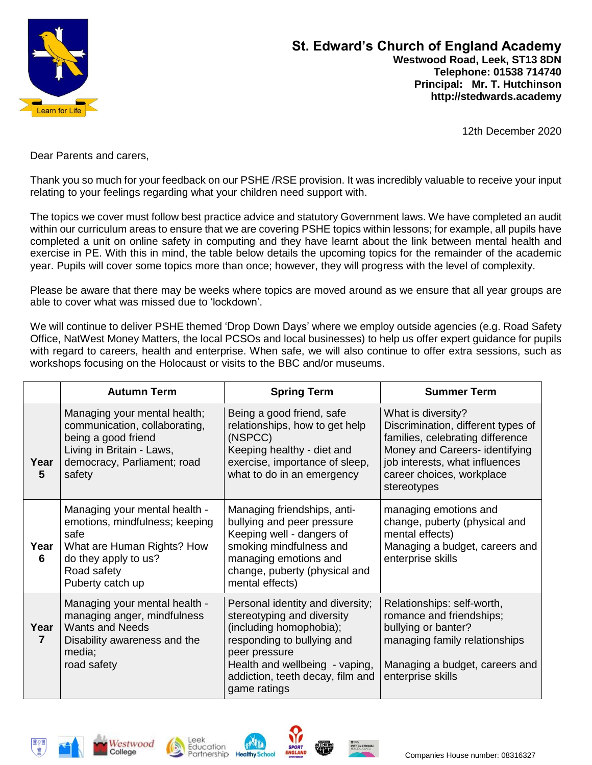# St. Edward's Church of England Academy

**Westwood Road, Leek, ST13 8DN**
**Telephone: 01538 714740**
**Principal: Mr. T. Hutchinson**
**http://stedwards.academy**

Learn for Life

12th December 2020

Dear Parents and carers,

Thank you so much for your feedback on our PSHE /RSE provision. It was incredibly valuable to receive your input relating to your feelings regarding what your children need support with.

The topics we cover must follow best practice advice and statutory Government laws. We have completed an audit within our curriculum areas to ensure that we are covering PSHE topics within lessons; for example, all pupils have completed a unit on online safety in computing and they have learnt about the link between mental health and exercise in PE. With this in mind, the table below details the upcoming topics for the remainder of the academic year. Pupils will cover some topics more than once; however, they will progress with the level of complexity.

Please be aware that there may be weeks where topics are moved around as we ensure that all year groups are able to cover what was missed due to 'lockdown'.

We will continue to deliver PSHE themed 'Drop Down Days' where we employ outside agencies (e.g. Road Safety Office, NatWest Money Matters, the local PCSOs and local businesses) to help us offer expert guidance for pupils with regard to careers, health and enterprise. When safe, we will also continue to offer extra sessions, such as workshops focusing on the Holocaust or visits to the BBC and/or museums.

| | Autumn Term | Spring Term | Summer Term |
|---|---|---|---|
| **Year 5** | Managing your mental health; communication, collaborating, being a good friend<br>Living in Britain - Laws, democracy, Parliament; road safety | Being a good friend, safe relationships, how to get help (NSPCC)<br>Keeping healthy - diet and exercise, importance of sleep, what to do in an emergency | What is diversity?<br>Discrimination, different types of families, celebrating difference<br>Money and Careers- identifying job interests, what influences career choices, workplace stereotypes |
| **Year 6** | Managing your mental health - emotions, mindfulness; keeping safe<br>What are Human Rights? How do they apply to us?<br>Road safety<br>Puberty catch up | Managing friendships, anti-bullying and peer pressure<br>Keeping well - dangers of smoking mindfulness and managing emotions and change, puberty (physical and mental effects) | managing emotions and change, puberty (physical and mental effects)<br>Managing a budget, careers and enterprise skills |
| **Year 7** | Managing your mental health - managing anger, mindfulness<br>Wants and Needs<br>Disability awareness and the media;<br>road safety | Personal identity and diversity; stereotyping and diversity (including homophobia); responding to bullying and peer pressure<br>Health and wellbeing - vaping, addiction, teeth decay, film and game ratings | Relationships: self-worth, romance and friendships; bullying or banter?<br>managing family relationships<br><br>Managing a budget, careers and enterprise skills |

Companies House number: 08316327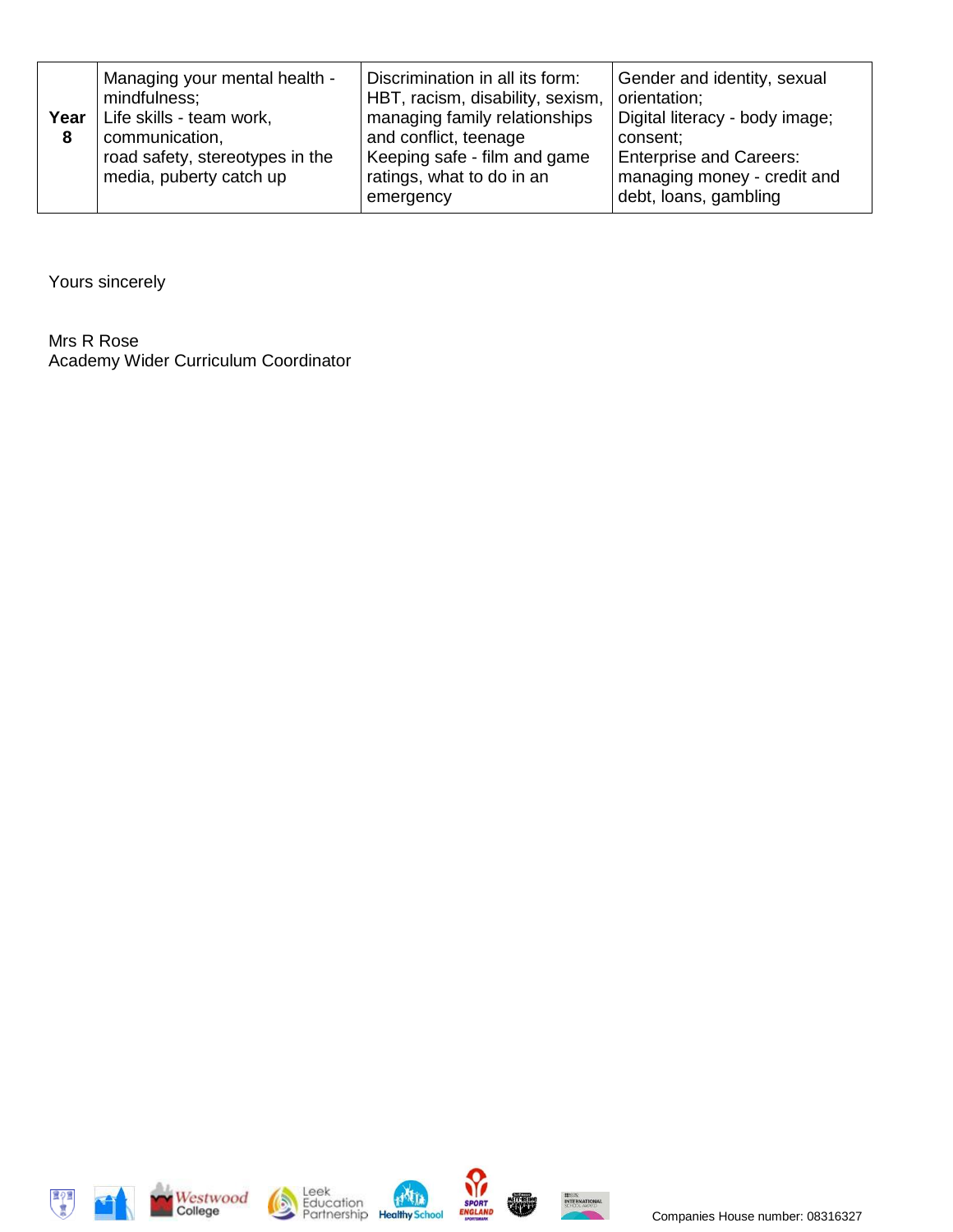| | | | |
|---|---|---|---|
| **Year 8** | Managing your mental health - mindfulness;<br>Life skills - team work, communication,<br>road safety, stereotypes in the media, puberty catch up | Discrimination in all its form: HBT, racism, disability, sexism, managing family relationships and conflict, teenage<br>Keeping safe - film and game ratings, what to do in an emergency | Gender and identity, sexual orientation;<br>Digital literacy - body image; consent;<br>Enterprise and Careers: managing money - credit and debt, loans, gambling |

Yours sincerely

Mrs R Rose
Academy Wider Curriculum Coordinator

Companies House number: 08316327